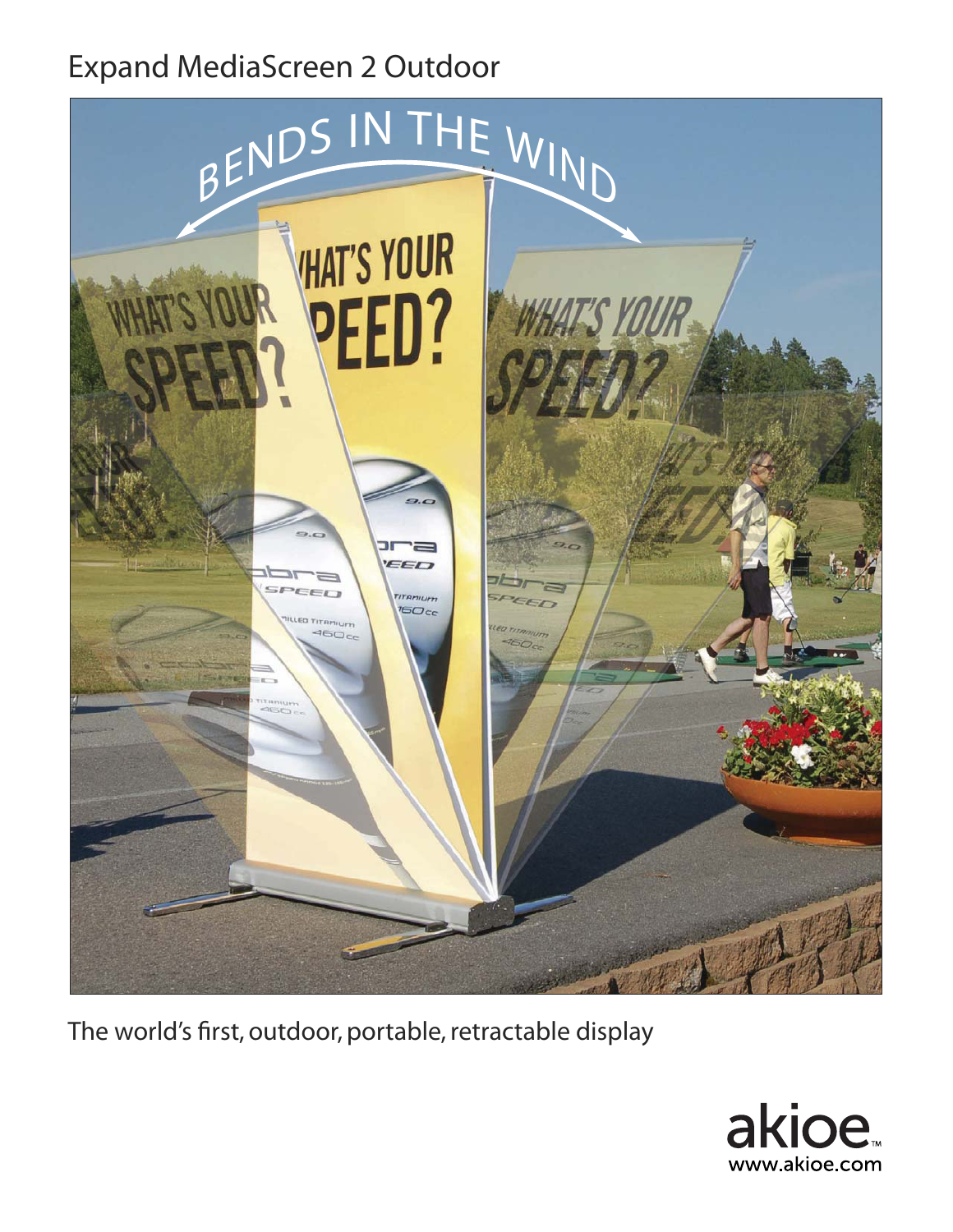# Expand MediaScreen 2 Outdoor

BENDS IN THE WIND

The world's first, outdoor, portable, retractable display

akioe™
www.akioe.com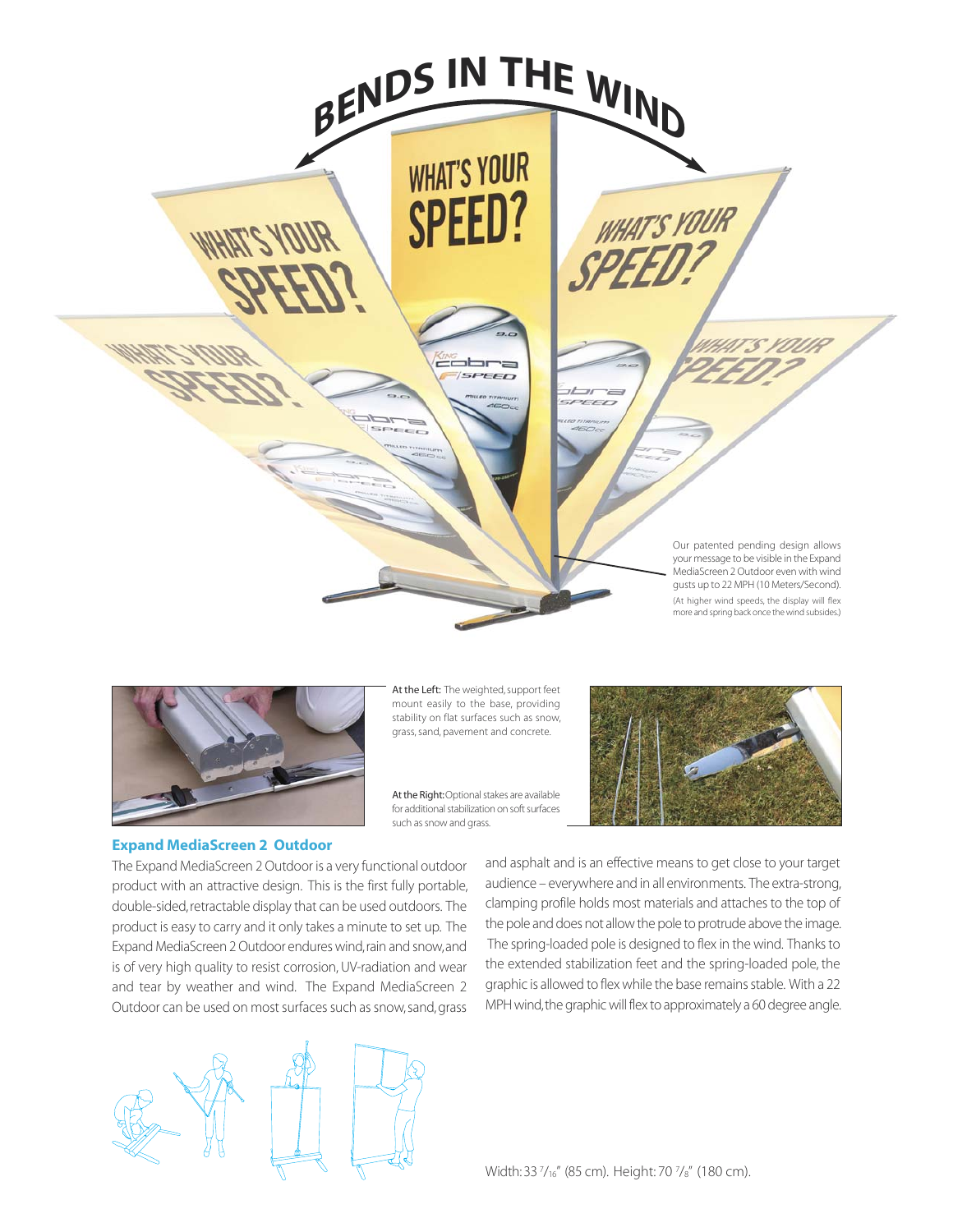BENDS IN THE WIND

Our patented pending design allows your message to be visible in the Expand MediaScreen 2 Outdoor even with wind gusts up to 22 MPH (10 Meters/Second). (At higher wind speeds, the display will flex more and spring back once the wind subsides.)

**At the Left:** The weighted, support feet mount easily to the base, providing stability on flat surfaces such as snow, grass, sand, pavement and concrete.

**At the Right:** Optional stakes are available for additional stabilization on soft surfaces such as snow and grass.

### Expand MediaScreen 2 Outdoor

The Expand MediaScreen 2 Outdoor is a very functional outdoor product with an attractive design. This is the first fully portable, double-sided, retractable display that can be used outdoors. The product is easy to carry and it only takes a minute to set up. The Expand MediaScreen 2 Outdoor endures wind, rain and snow, and is of very high quality to resist corrosion, UV-radiation and wear and tear by weather and wind. The Expand MediaScreen 2 Outdoor can be used on most surfaces such as snow, sand, grass and asphalt and is an effective means to get close to your target audience – everywhere and in all environments. The extra-strong, clamping profile holds most materials and attaches to the top of the pole and does not allow the pole to protrude above the image. The spring-loaded pole is designed to flex in the wind. Thanks to the extended stabilization feet and the spring-loaded pole, the graphic is allowed to flex while the base remains stable. With a 22 MPH wind, the graphic will flex to approximately a 60 degree angle.

Width: 33 7/16" (85 cm). Height: 70 7/8" (180 cm).